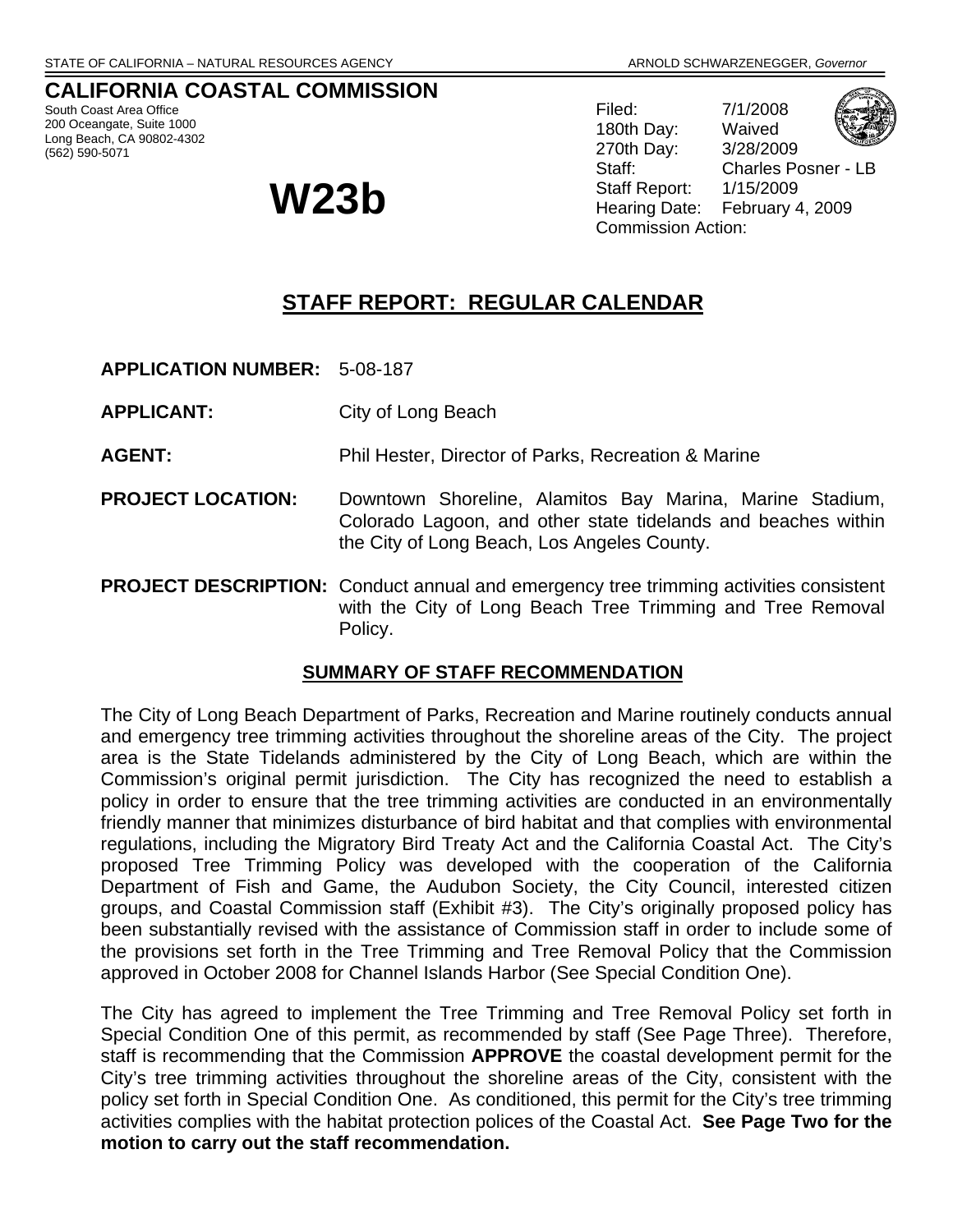STATE OF CALIFORNIA – NATURAL RESOURCES AGENCY ARNOLD SCHWARZENEGGER, *Governor*

# CALIFORNIA COASTAL COMMISSION

South Coast Area Office
200 Oceangate, Suite 1000
Long Beach, CA 90802-4302
(562) 590-5071

# W23b

Filed: 7/1/2008
180th Day: Waived
270th Day: 3/28/2009
Staff: Charles Posner - LB
Staff Report: 1/15/2009
Hearing Date: February 4, 2009
Commission Action:

## STAFF REPORT: REGULAR CALENDAR

**APPLICATION NUMBER:** 5-08-187

**APPLICANT:** City of Long Beach

**AGENT:** Phil Hester, Director of Parks, Recreation & Marine

**PROJECT LOCATION:** Downtown Shoreline, Alamitos Bay Marina, Marine Stadium, Colorado Lagoon, and other state tidelands and beaches within the City of Long Beach, Los Angeles County.

**PROJECT DESCRIPTION:** Conduct annual and emergency tree trimming activities consistent with the City of Long Beach Tree Trimming and Tree Removal Policy.

### SUMMARY OF STAFF RECOMMENDATION

The City of Long Beach Department of Parks, Recreation and Marine routinely conducts annual and emergency tree trimming activities throughout the shoreline areas of the City. The project area is the State Tidelands administered by the City of Long Beach, which are within the Commission's original permit jurisdiction. The City has recognized the need to establish a policy in order to ensure that the tree trimming activities are conducted in an environmentally friendly manner that minimizes disturbance of bird habitat and that complies with environmental regulations, including the Migratory Bird Treaty Act and the California Coastal Act. The City's proposed Tree Trimming Policy was developed with the cooperation of the California Department of Fish and Game, the Audubon Society, the City Council, interested citizen groups, and Coastal Commission staff (Exhibit #3). The City's originally proposed policy has been substantially revised with the assistance of Commission staff in order to include some of the provisions set forth in the Tree Trimming and Tree Removal Policy that the Commission approved in October 2008 for Channel Islands Harbor (See Special Condition One).

The City has agreed to implement the Tree Trimming and Tree Removal Policy set forth in Special Condition One of this permit, as recommended by staff (See Page Three). Therefore, staff is recommending that the Commission **APPROVE** the coastal development permit for the City's tree trimming activities throughout the shoreline areas of the City, consistent with the policy set forth in Special Condition One. As conditioned, this permit for the City's tree trimming activities complies with the habitat protection polices of the Coastal Act. **See Page Two for the motion to carry out the staff recommendation.**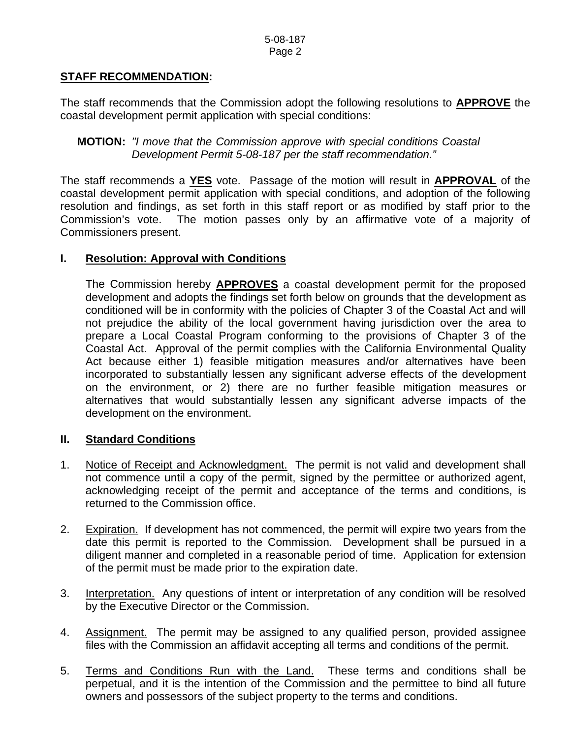## **STAFF RECOMMENDATION:**

The staff recommends that the Commission adopt the following resolutions to **APPROVE** the coastal development permit application with special conditions:

**MOTION:** *"I move that the Commission approve with special conditions Coastal Development Permit 5-08-187 per the staff recommendation."*

The staff recommends a **YES** vote. Passage of the motion will result in **APPROVAL** of the coastal development permit application with special conditions, and adoption of the following resolution and findings, as set forth in this staff report or as modified by staff prior to the Commission's vote. The motion passes only by an affirmative vote of a majority of Commissioners present.

### **I. Resolution: Approval with Conditions**

The Commission hereby **APPROVES** a coastal development permit for the proposed development and adopts the findings set forth below on grounds that the development as conditioned will be in conformity with the policies of Chapter 3 of the Coastal Act and will not prejudice the ability of the local government having jurisdiction over the area to prepare a Local Coastal Program conforming to the provisions of Chapter 3 of the Coastal Act. Approval of the permit complies with the California Environmental Quality Act because either 1) feasible mitigation measures and/or alternatives have been incorporated to substantially lessen any significant adverse effects of the development on the environment, or 2) there are no further feasible mitigation measures or alternatives that would substantially lessen any significant adverse impacts of the development on the environment.

### **II. Standard Conditions**

1. Notice of Receipt and Acknowledgment. The permit is not valid and development shall not commence until a copy of the permit, signed by the permittee or authorized agent, acknowledging receipt of the permit and acceptance of the terms and conditions, is returned to the Commission office.

2. Expiration. If development has not commenced, the permit will expire two years from the date this permit is reported to the Commission. Development shall be pursued in a diligent manner and completed in a reasonable period of time. Application for extension of the permit must be made prior to the expiration date.

3. Interpretation. Any questions of intent or interpretation of any condition will be resolved by the Executive Director or the Commission.

4. Assignment. The permit may be assigned to any qualified person, provided assignee files with the Commission an affidavit accepting all terms and conditions of the permit.

5. Terms and Conditions Run with the Land. These terms and conditions shall be perpetual, and it is the intention of the Commission and the permittee to bind all future owners and possessors of the subject property to the terms and conditions.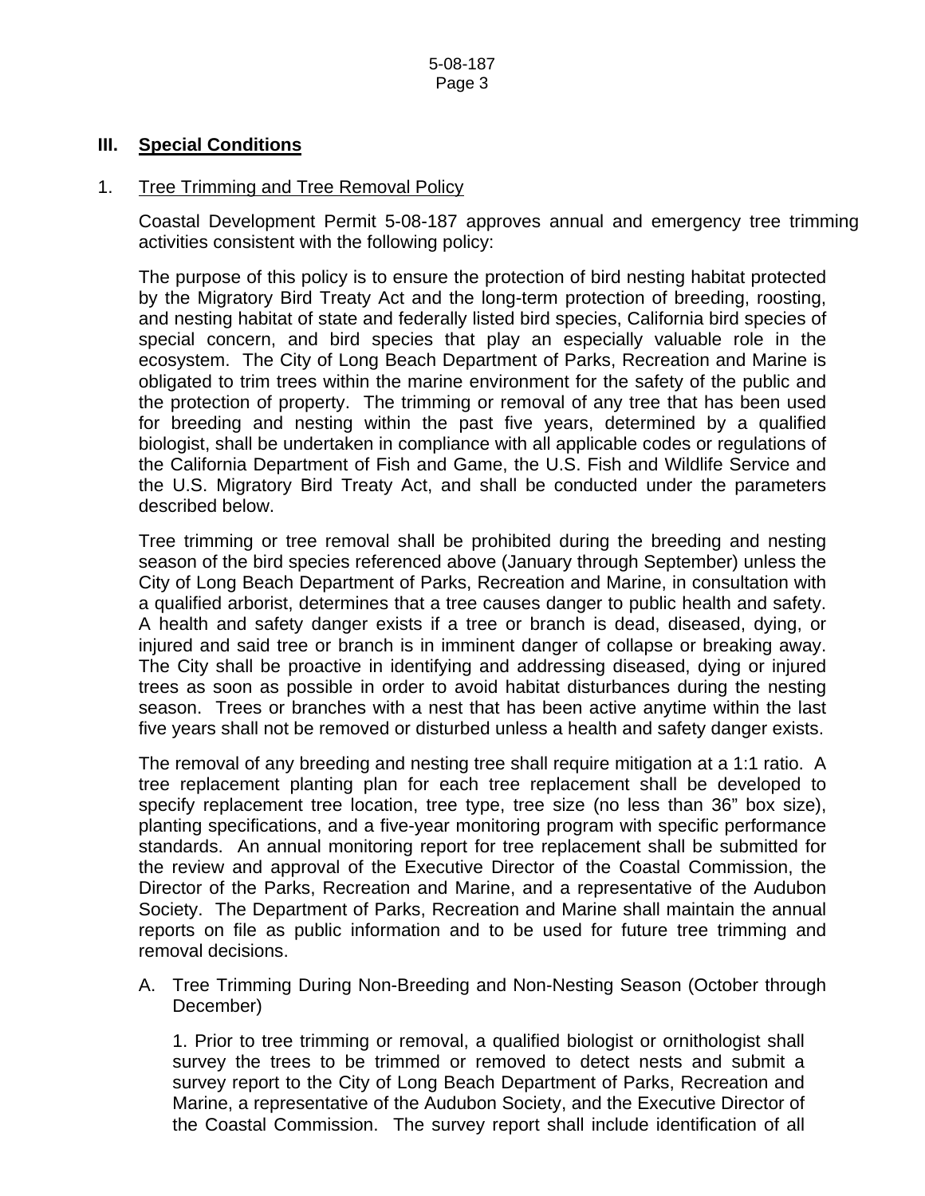## III. Special Conditions

1. Tree Trimming and Tree Removal Policy

   Coastal Development Permit 5-08-187 approves annual and emergency tree trimming activities consistent with the following policy:

   The purpose of this policy is to ensure the protection of bird nesting habitat protected by the Migratory Bird Treaty Act and the long-term protection of breeding, roosting, and nesting habitat of state and federally listed bird species, California bird species of special concern, and bird species that play an especially valuable role in the ecosystem. The City of Long Beach Department of Parks, Recreation and Marine is obligated to trim trees within the marine environment for the safety of the public and the protection of property. The trimming or removal of any tree that has been used for breeding and nesting within the past five years, determined by a qualified biologist, shall be undertaken in compliance with all applicable codes or regulations of the California Department of Fish and Game, the U.S. Fish and Wildlife Service and the U.S. Migratory Bird Treaty Act, and shall be conducted under the parameters described below.

   Tree trimming or tree removal shall be prohibited during the breeding and nesting season of the bird species referenced above (January through September) unless the City of Long Beach Department of Parks, Recreation and Marine, in consultation with a qualified arborist, determines that a tree causes danger to public health and safety. A health and safety danger exists if a tree or branch is dead, diseased, dying, or injured and said tree or branch is in imminent danger of collapse or breaking away. The City shall be proactive in identifying and addressing diseased, dying or injured trees as soon as possible in order to avoid habitat disturbances during the nesting season. Trees or branches with a nest that has been active anytime within the last five years shall not be removed or disturbed unless a health and safety danger exists.

   The removal of any breeding and nesting tree shall require mitigation at a 1:1 ratio. A tree replacement planting plan for each tree replacement shall be developed to specify replacement tree location, tree type, tree size (no less than 36" box size), planting specifications, and a five-year monitoring program with specific performance standards. An annual monitoring report for tree replacement shall be submitted for the review and approval of the Executive Director of the Coastal Commission, the Director of the Parks, Recreation and Marine, and a representative of the Audubon Society. The Department of Parks, Recreation and Marine shall maintain the annual reports on file as public information and to be used for future tree trimming and removal decisions.

   A. Tree Trimming During Non-Breeding and Non-Nesting Season (October through December)

      1. Prior to tree trimming or removal, a qualified biologist or ornithologist shall survey the trees to be trimmed or removed to detect nests and submit a survey report to the City of Long Beach Department of Parks, Recreation and Marine, a representative of the Audubon Society, and the Executive Director of the Coastal Commission. The survey report shall include identification of all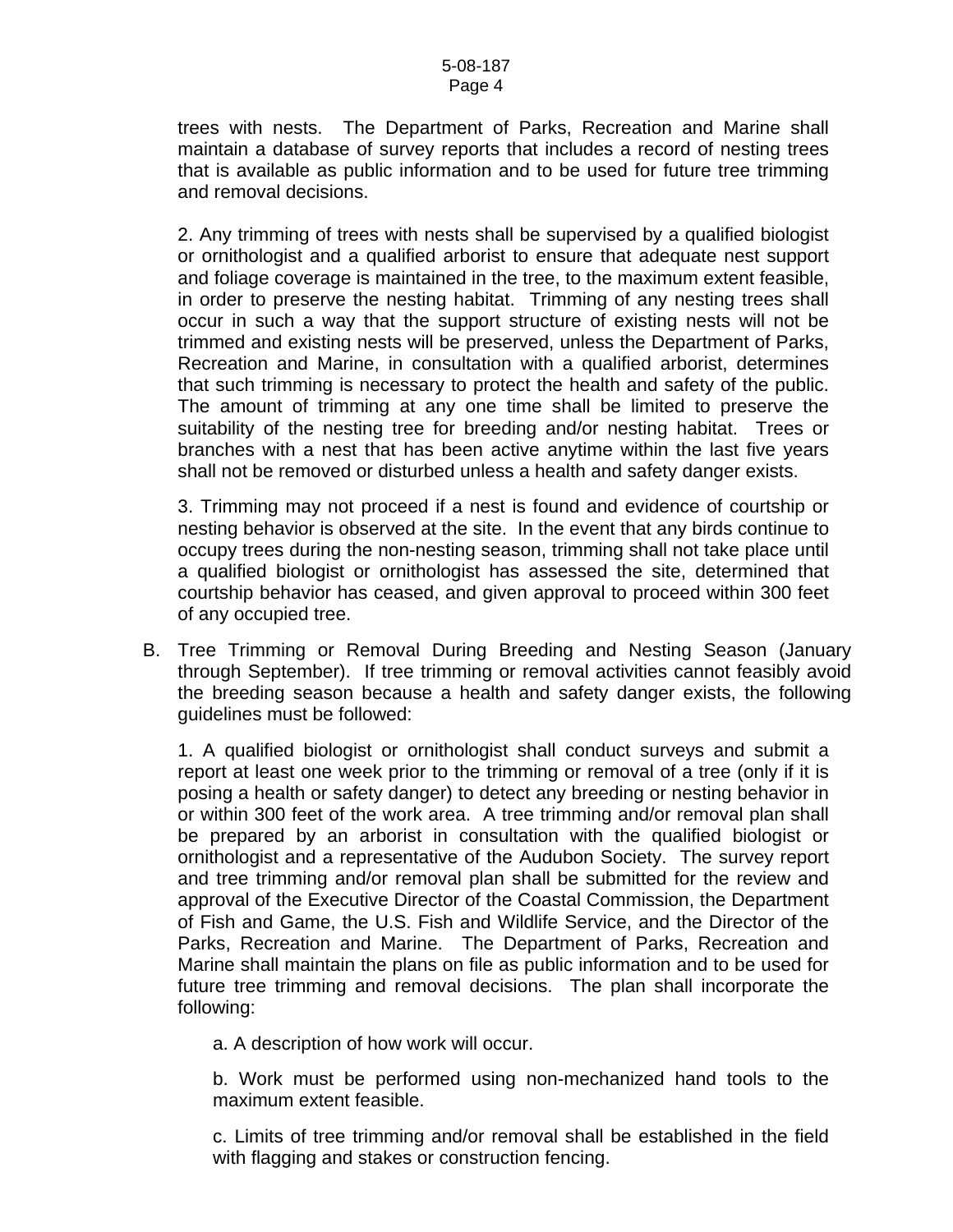trees with nests. The Department of Parks, Recreation and Marine shall maintain a database of survey reports that includes a record of nesting trees that is available as public information and to be used for future tree trimming and removal decisions.

2. Any trimming of trees with nests shall be supervised by a qualified biologist or ornithologist and a qualified arborist to ensure that adequate nest support and foliage coverage is maintained in the tree, to the maximum extent feasible, in order to preserve the nesting habitat. Trimming of any nesting trees shall occur in such a way that the support structure of existing nests will not be trimmed and existing nests will be preserved, unless the Department of Parks, Recreation and Marine, in consultation with a qualified arborist, determines that such trimming is necessary to protect the health and safety of the public. The amount of trimming at any one time shall be limited to preserve the suitability of the nesting tree for breeding and/or nesting habitat. Trees or branches with a nest that has been active anytime within the last five years shall not be removed or disturbed unless a health and safety danger exists.

3. Trimming may not proceed if a nest is found and evidence of courtship or nesting behavior is observed at the site. In the event that any birds continue to occupy trees during the non-nesting season, trimming shall not take place until a qualified biologist or ornithologist has assessed the site, determined that courtship behavior has ceased, and given approval to proceed within 300 feet of any occupied tree.

B. Tree Trimming or Removal During Breeding and Nesting Season (January through September). If tree trimming or removal activities cannot feasibly avoid the breeding season because a health and safety danger exists, the following guidelines must be followed:

1. A qualified biologist or ornithologist shall conduct surveys and submit a report at least one week prior to the trimming or removal of a tree (only if it is posing a health or safety danger) to detect any breeding or nesting behavior in or within 300 feet of the work area. A tree trimming and/or removal plan shall be prepared by an arborist in consultation with the qualified biologist or ornithologist and a representative of the Audubon Society. The survey report and tree trimming and/or removal plan shall be submitted for the review and approval of the Executive Director of the Coastal Commission, the Department of Fish and Game, the U.S. Fish and Wildlife Service, and the Director of the Parks, Recreation and Marine. The Department of Parks, Recreation and Marine shall maintain the plans on file as public information and to be used for future tree trimming and removal decisions. The plan shall incorporate the following:

a. A description of how work will occur.

b. Work must be performed using non-mechanized hand tools to the maximum extent feasible.

c. Limits of tree trimming and/or removal shall be established in the field with flagging and stakes or construction fencing.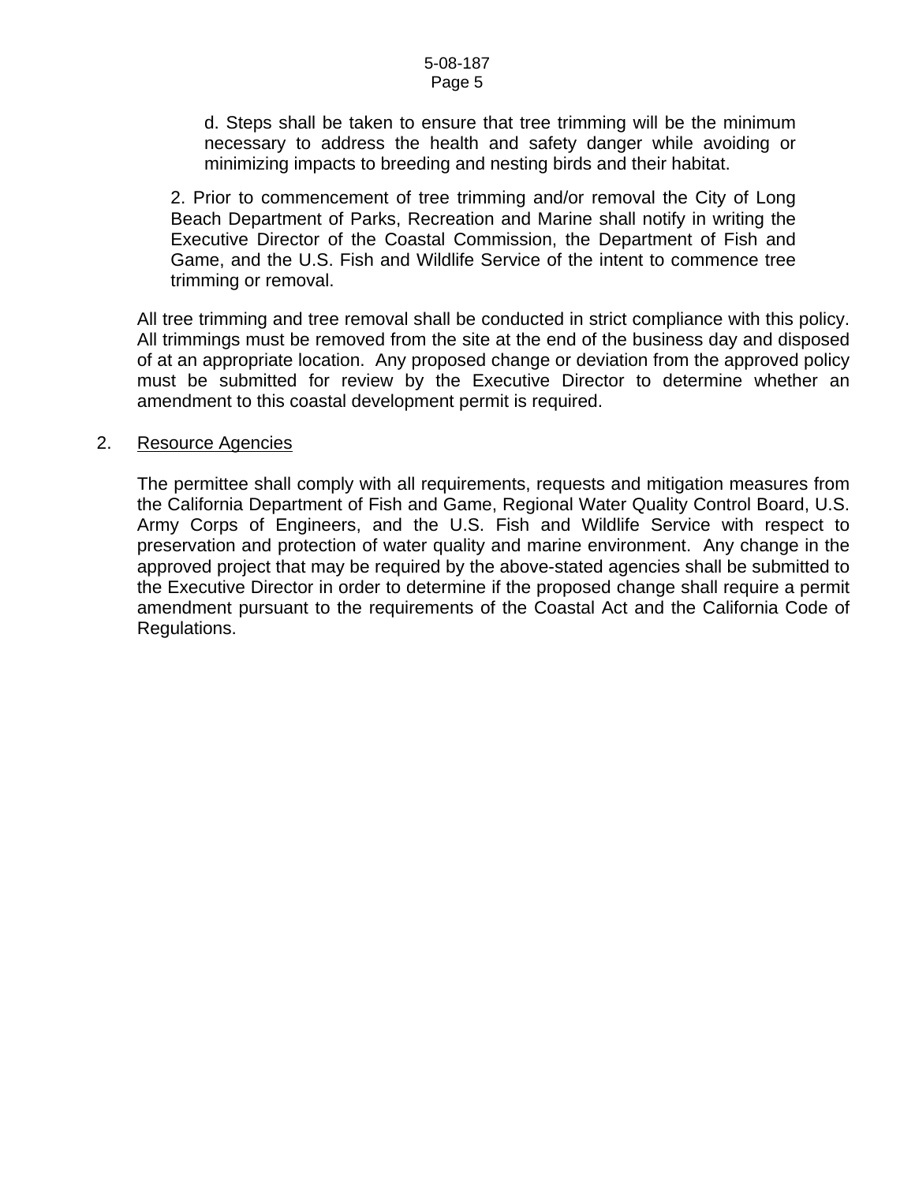d. Steps shall be taken to ensure that tree trimming will be the minimum necessary to address the health and safety danger while avoiding or minimizing impacts to breeding and nesting birds and their habitat.

2. Prior to commencement of tree trimming and/or removal the City of Long Beach Department of Parks, Recreation and Marine shall notify in writing the Executive Director of the Coastal Commission, the Department of Fish and Game, and the U.S. Fish and Wildlife Service of the intent to commence tree trimming or removal.

All tree trimming and tree removal shall be conducted in strict compliance with this policy. All trimmings must be removed from the site at the end of the business day and disposed of at an appropriate location. Any proposed change or deviation from the approved policy must be submitted for review by the Executive Director to determine whether an amendment to this coastal development permit is required.

2. Resource Agencies

The permittee shall comply with all requirements, requests and mitigation measures from the California Department of Fish and Game, Regional Water Quality Control Board, U.S. Army Corps of Engineers, and the U.S. Fish and Wildlife Service with respect to preservation and protection of water quality and marine environment. Any change in the approved project that may be required by the above-stated agencies shall be submitted to the Executive Director in order to determine if the proposed change shall require a permit amendment pursuant to the requirements of the Coastal Act and the California Code of Regulations.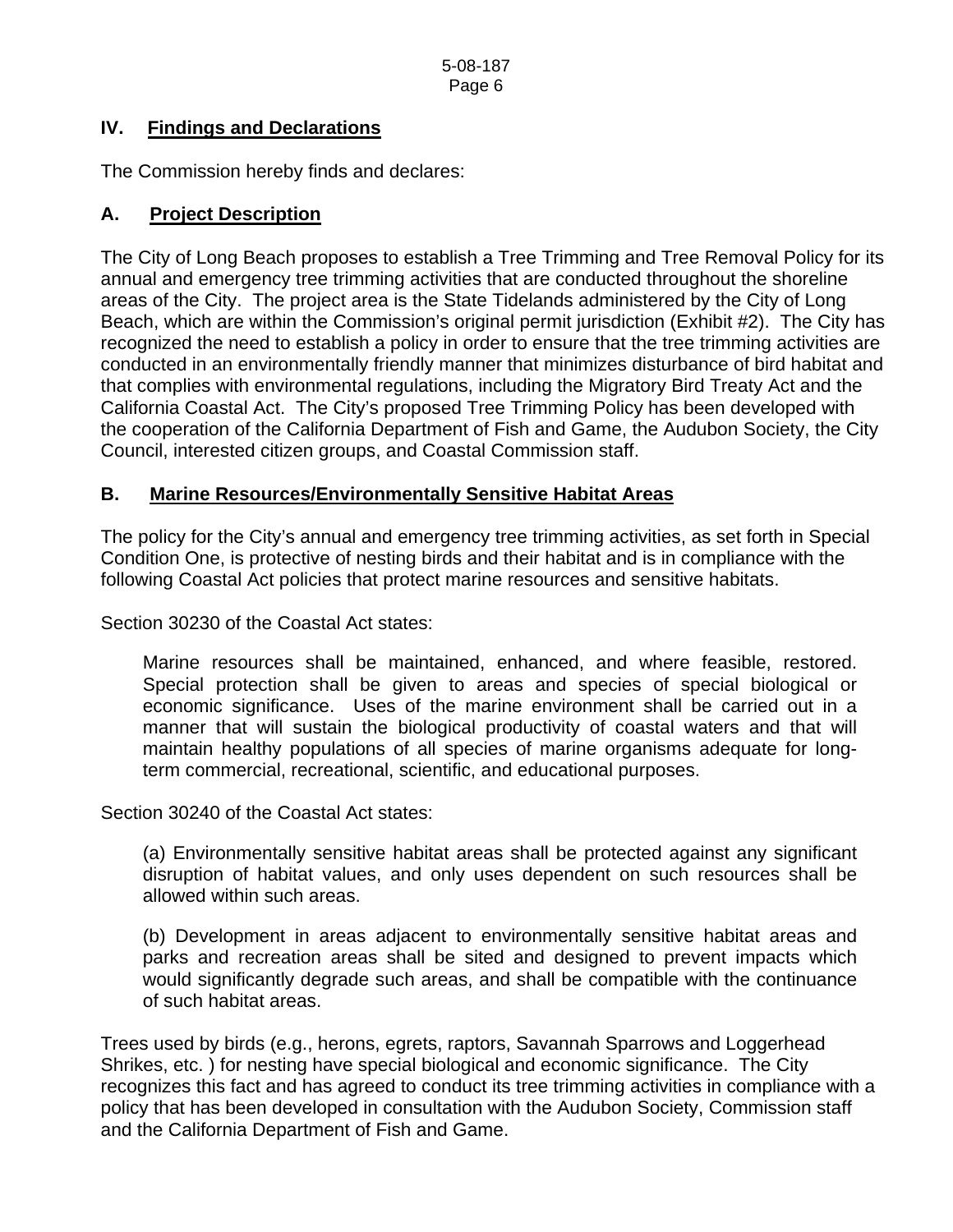## IV. Findings and Declarations

The Commission hereby finds and declares:

### A. Project Description

The City of Long Beach proposes to establish a Tree Trimming and Tree Removal Policy for its annual and emergency tree trimming activities that are conducted throughout the shoreline areas of the City. The project area is the State Tidelands administered by the City of Long Beach, which are within the Commission's original permit jurisdiction (Exhibit #2). The City has recognized the need to establish a policy in order to ensure that the tree trimming activities are conducted in an environmentally friendly manner that minimizes disturbance of bird habitat and that complies with environmental regulations, including the Migratory Bird Treaty Act and the California Coastal Act. The City's proposed Tree Trimming Policy has been developed with the cooperation of the California Department of Fish and Game, the Audubon Society, the City Council, interested citizen groups, and Coastal Commission staff.

### B. Marine Resources/Environmentally Sensitive Habitat Areas

The policy for the City's annual and emergency tree trimming activities, as set forth in Special Condition One, is protective of nesting birds and their habitat and is in compliance with the following Coastal Act policies that protect marine resources and sensitive habitats.

Section 30230 of the Coastal Act states:

> Marine resources shall be maintained, enhanced, and where feasible, restored. Special protection shall be given to areas and species of special biological or economic significance. Uses of the marine environment shall be carried out in a manner that will sustain the biological productivity of coastal waters and that will maintain healthy populations of all species of marine organisms adequate for long-term commercial, recreational, scientific, and educational purposes.

Section 30240 of the Coastal Act states:

> (a) Environmentally sensitive habitat areas shall be protected against any significant disruption of habitat values, and only uses dependent on such resources shall be allowed within such areas.
>
> (b) Development in areas adjacent to environmentally sensitive habitat areas and parks and recreation areas shall be sited and designed to prevent impacts which would significantly degrade such areas, and shall be compatible with the continuance of such habitat areas.

Trees used by birds (e.g., herons, egrets, raptors, Savannah Sparrows and Loggerhead Shrikes, etc. ) for nesting have special biological and economic significance. The City recognizes this fact and has agreed to conduct its tree trimming activities in compliance with a policy that has been developed in consultation with the Audubon Society, Commission staff and the California Department of Fish and Game.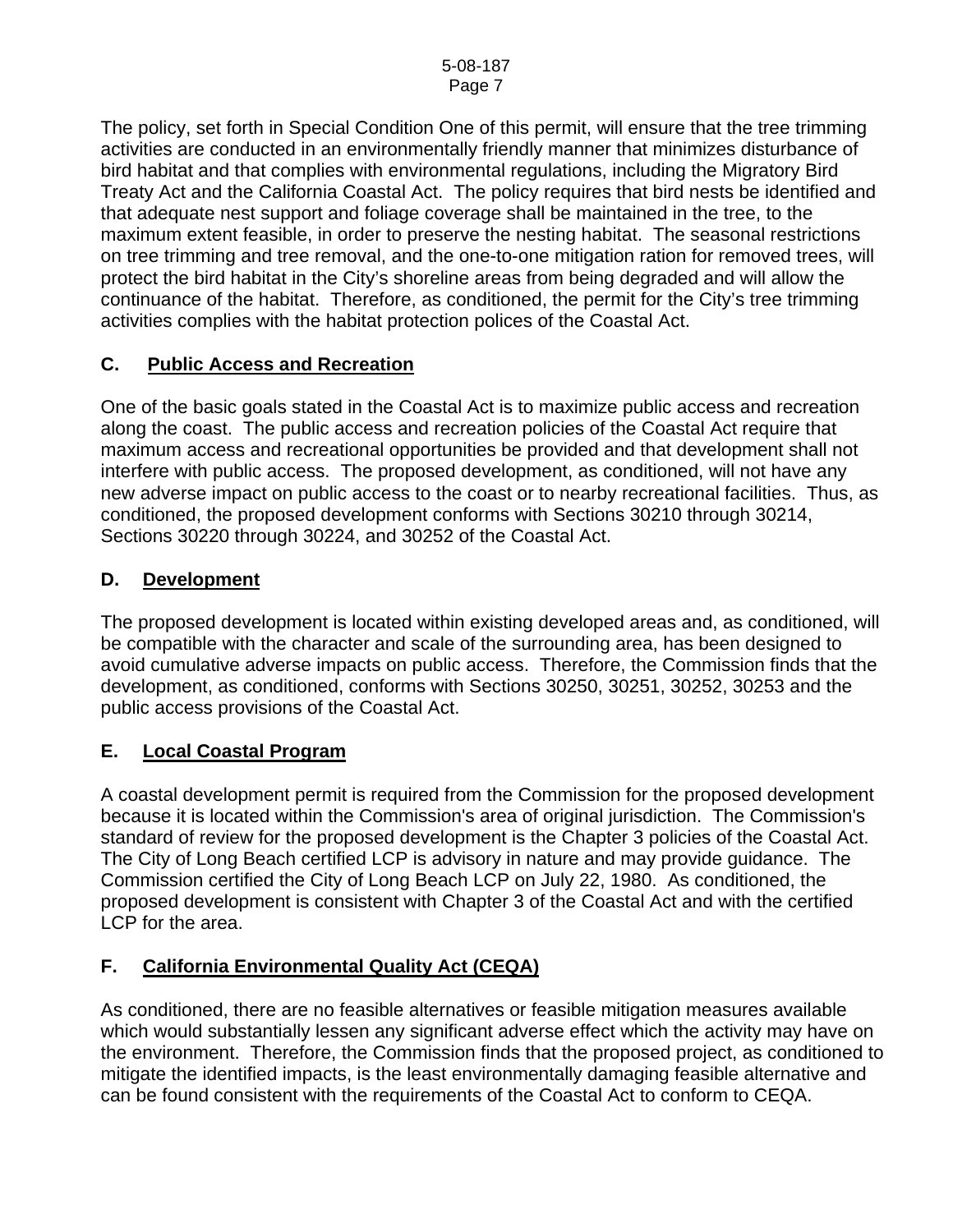The policy, set forth in Special Condition One of this permit, will ensure that the tree trimming activities are conducted in an environmentally friendly manner that minimizes disturbance of bird habitat and that complies with environmental regulations, including the Migratory Bird Treaty Act and the California Coastal Act. The policy requires that bird nests be identified and that adequate nest support and foliage coverage shall be maintained in the tree, to the maximum extent feasible, in order to preserve the nesting habitat. The seasonal restrictions on tree trimming and tree removal, and the one-to-one mitigation ration for removed trees, will protect the bird habitat in the City's shoreline areas from being degraded and will allow the continuance of the habitat. Therefore, as conditioned, the permit for the City's tree trimming activities complies with the habitat protection polices of the Coastal Act.

## C. Public Access and Recreation

One of the basic goals stated in the Coastal Act is to maximize public access and recreation along the coast. The public access and recreation policies of the Coastal Act require that maximum access and recreational opportunities be provided and that development shall not interfere with public access. The proposed development, as conditioned, will not have any new adverse impact on public access to the coast or to nearby recreational facilities. Thus, as conditioned, the proposed development conforms with Sections 30210 through 30214, Sections 30220 through 30224, and 30252 of the Coastal Act.

## D. Development

The proposed development is located within existing developed areas and, as conditioned, will be compatible with the character and scale of the surrounding area, has been designed to avoid cumulative adverse impacts on public access. Therefore, the Commission finds that the development, as conditioned, conforms with Sections 30250, 30251, 30252, 30253 and the public access provisions of the Coastal Act.

## E. Local Coastal Program

A coastal development permit is required from the Commission for the proposed development because it is located within the Commission's area of original jurisdiction. The Commission's standard of review for the proposed development is the Chapter 3 policies of the Coastal Act. The City of Long Beach certified LCP is advisory in nature and may provide guidance. The Commission certified the City of Long Beach LCP on July 22, 1980. As conditioned, the proposed development is consistent with Chapter 3 of the Coastal Act and with the certified LCP for the area.

## F. California Environmental Quality Act (CEQA)

As conditioned, there are no feasible alternatives or feasible mitigation measures available which would substantially lessen any significant adverse effect which the activity may have on the environment. Therefore, the Commission finds that the proposed project, as conditioned to mitigate the identified impacts, is the least environmentally damaging feasible alternative and can be found consistent with the requirements of the Coastal Act to conform to CEQA.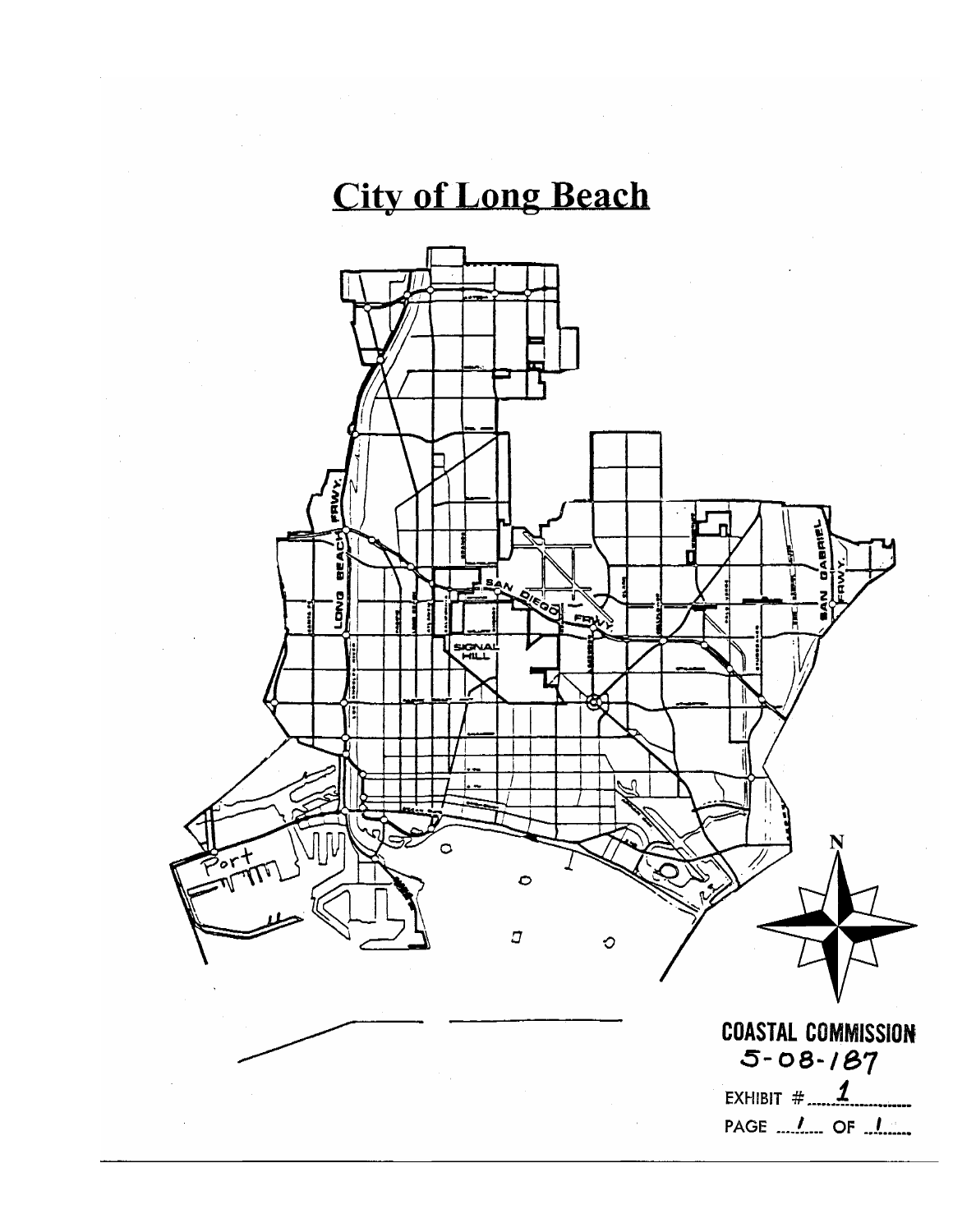# City of Long Beach

COASTAL COMMISSION
5-08-187

EXHIBIT # 1

PAGE 1 OF 1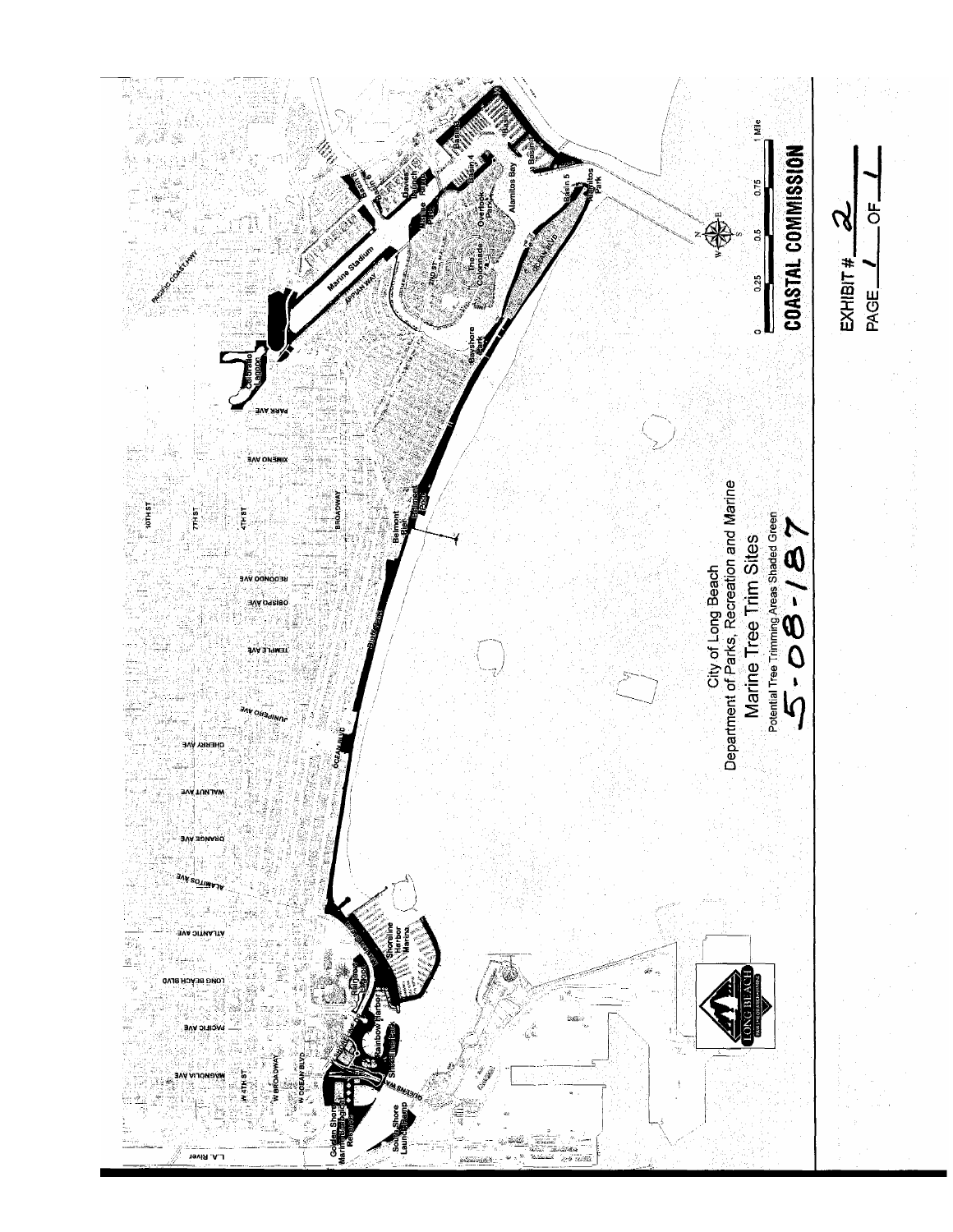City of Long Beach
Department of Parks, Recreation and Marine

Marine Tree Trim Sites

Potential Tree Trimming Areas Shaded Green

5-08-187

COASTAL COMMISSION

EXHIBIT # 2

PAGE 1 OF 1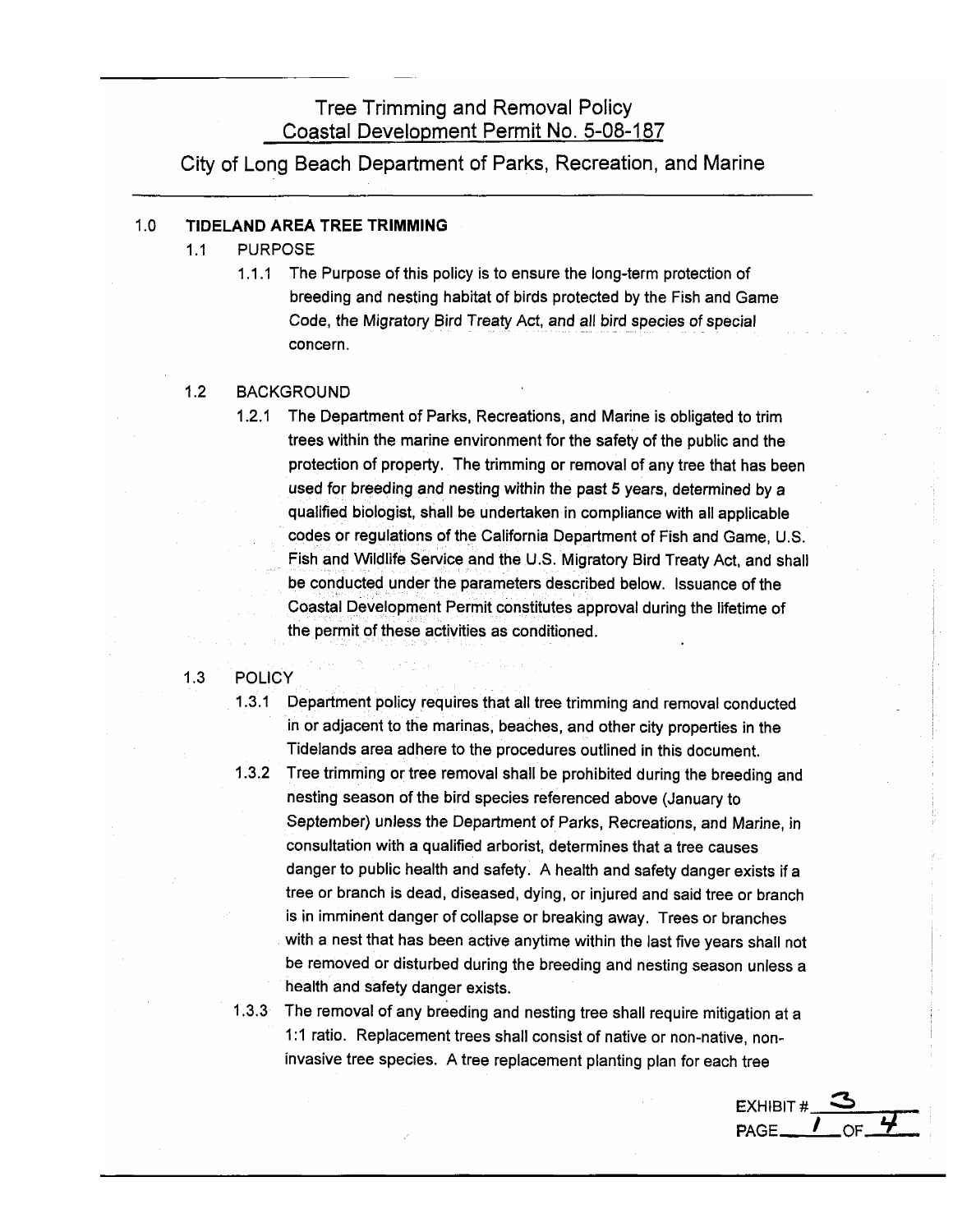# Tree Trimming and Removal Policy
## Coastal Development Permit No. 5-08-187
## City of Long Beach Department of Parks, Recreation, and Marine

1.0 **TIDELAND AREA TREE TRIMMING**

1.1 PURPOSE

1.1.1 The Purpose of this policy is to ensure the long-term protection of breeding and nesting habitat of birds protected by the Fish and Game Code, the Migratory Bird Treaty Act, and all bird species of special concern.

1.2 BACKGROUND

1.2.1 The Department of Parks, Recreations, and Marine is obligated to trim trees within the marine environment for the safety of the public and the protection of property. The trimming or removal of any tree that has been used for breeding and nesting within the past 5 years, determined by a qualified biologist, shall be undertaken in compliance with all applicable codes or regulations of the California Department of Fish and Game, U.S. Fish and Wildlife Service and the U.S. Migratory Bird Treaty Act, and shall be conducted under the parameters described below. Issuance of the Coastal Development Permit constitutes approval during the lifetime of the permit of these activities as conditioned.

1.3 POLICY

1.3.1 Department policy requires that all tree trimming and removal conducted in or adjacent to the marinas, beaches, and other city properties in the Tidelands area adhere to the procedures outlined in this document.

1.3.2 Tree trimming or tree removal shall be prohibited during the breeding and nesting season of the bird species referenced above (January to September) unless the Department of Parks, Recreations, and Marine, in consultation with a qualified arborist, determines that a tree causes danger to public health and safety. A health and safety danger exists if a tree or branch is dead, diseased, dying, or injured and said tree or branch is in imminent danger of collapse or breaking away. Trees or branches with a nest that has been active anytime within the last five years shall not be removed or disturbed during the breeding and nesting season unless a health and safety danger exists.

1.3.3 The removal of any breeding and nesting tree shall require mitigation at a 1:1 ratio. Replacement trees shall consist of native or non-native, non-invasive tree species. A tree replacement planting plan for each tree

EXHIBIT # 3
PAGE 1 OF 4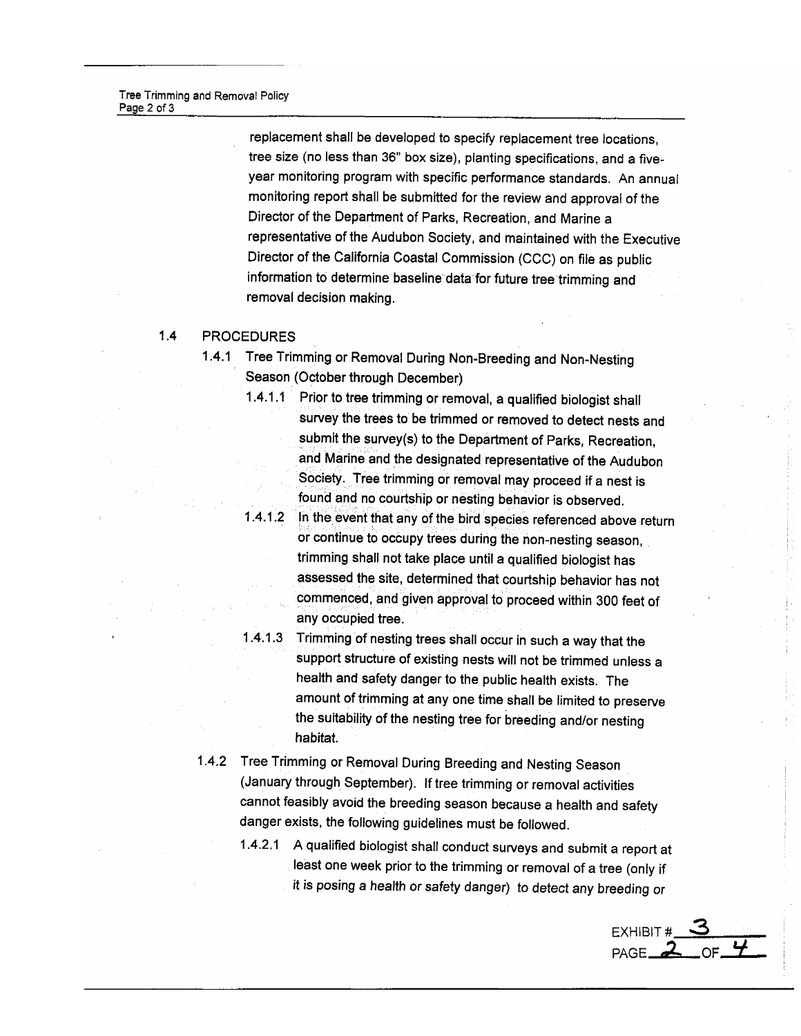replacement shall be developed to specify replacement tree locations, tree size (no less than 36" box size), planting specifications, and a five-year monitoring program with specific performance standards. An annual monitoring report shall be submitted for the review and approval of the Director of the Department of Parks, Recreation, and Marine a representative of the Audubon Society, and maintained with the Executive Director of the California Coastal Commission (CCC) on file as public information to determine baseline data for future tree trimming and removal decision making.

1.4 PROCEDURES

1.4.1 Tree Trimming or Removal During Non-Breeding and Non-Nesting Season (October through December)

1.4.1.1 Prior to tree trimming or removal, a qualified biologist shall survey the trees to be trimmed or removed to detect nests and submit the survey(s) to the Department of Parks, Recreation, and Marine and the designated representative of the Audubon Society. Tree trimming or removal may proceed if a nest is found and no courtship or nesting behavior is observed.

1.4.1.2 In the event that any of the bird species referenced above return or continue to occupy trees during the non-nesting season, trimming shall not take place until a qualified biologist has assessed the site, determined that courtship behavior has not commenced, and given approval to proceed within 300 feet of any occupied tree.

1.4.1.3 Trimming of nesting trees shall occur in such a way that the support structure of existing nests will not be trimmed unless a health and safety danger to the public health exists. The amount of trimming at any one time shall be limited to preserve the suitability of the nesting tree for breeding and/or nesting habitat.

1.4.2 Tree Trimming or Removal During Breeding and Nesting Season (January through September). If tree trimming or removal activities cannot feasibly avoid the breeding season because a health and safety danger exists, the following guidelines must be followed.

1.4.2.1 A qualified biologist shall conduct surveys and submit a report at least one week prior to the trimming or removal of a tree (only if it is posing a health or safety danger) to detect any breeding or

EXHIBIT # 3
PAGE 2 OF 4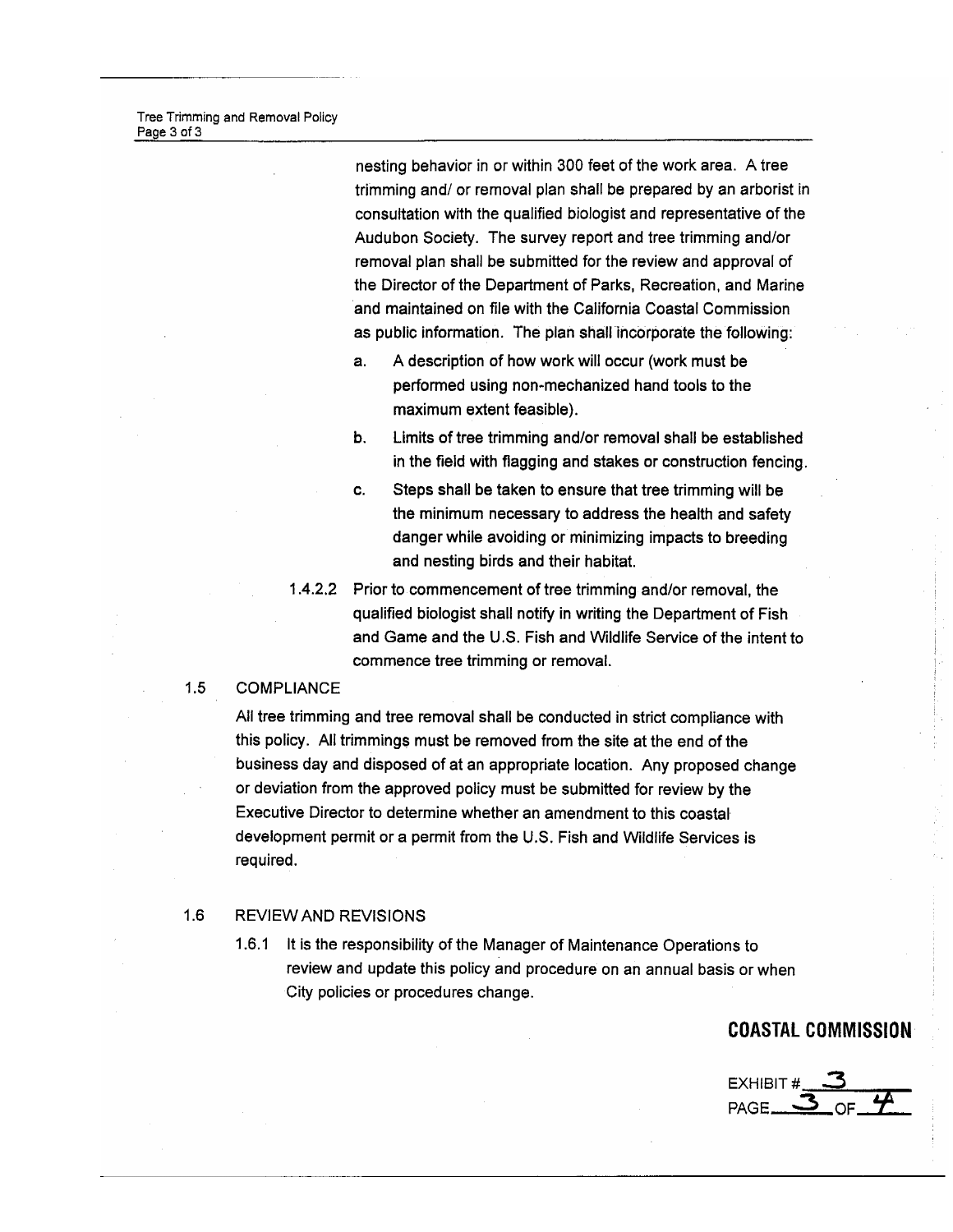nesting behavior in or within 300 feet of the work area. A tree trimming and/ or removal plan shall be prepared by an arborist in consultation with the qualified biologist and representative of the Audubon Society. The survey report and tree trimming and/or removal plan shall be submitted for the review and approval of the Director of the Department of Parks, Recreation, and Marine and maintained on file with the California Coastal Commission as public information. The plan shall incorporate the following:

a. A description of how work will occur (work must be performed using non-mechanized hand tools to the maximum extent feasible).

b. Limits of tree trimming and/or removal shall be established in the field with flagging and stakes or construction fencing.

c. Steps shall be taken to ensure that tree trimming will be the minimum necessary to address the health and safety danger while avoiding or minimizing impacts to breeding and nesting birds and their habitat.

1.4.2.2 Prior to commencement of tree trimming and/or removal, the qualified biologist shall notify in writing the Department of Fish and Game and the U.S. Fish and Wildlife Service of the intent to commence tree trimming or removal.

## 1.5 COMPLIANCE

All tree trimming and tree removal shall be conducted in strict compliance with this policy. All trimmings must be removed from the site at the end of the business day and disposed of at an appropriate location. Any proposed change or deviation from the approved policy must be submitted for review by the Executive Director to determine whether an amendment to this coastal development permit or a permit from the U.S. Fish and Wildlife Services is required.

## 1.6 REVIEW AND REVISIONS

1.6.1 It is the responsibility of the Manager of Maintenance Operations to review and update this policy and procedure on an annual basis or when City policies or procedures change.

**COASTAL COMMISSION**

EXHIBIT # 3
PAGE 3 OF 4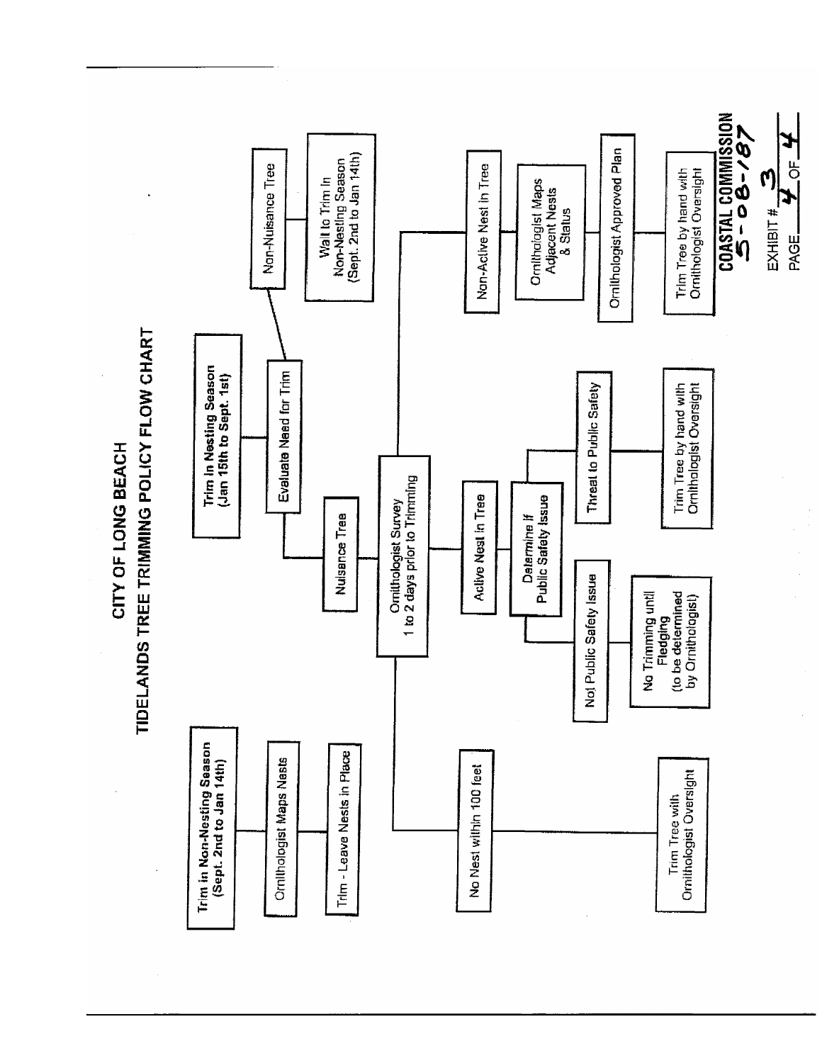# CITY OF LONG BEACH
## TIDELANDS TREE TRIMMING POLICY FLOW CHART

**Trim in Non-Nesting Season (Sept. 2nd to Jan 14th)**
- Ornithologist Maps Nests
- Trim - Leave Nests in Place

**Trim in Nesting Season (Jan 15th to Sept. 1st)**
- Evaluate Need for Trim
  - Non-Nuisance Tree
    - Wait to Trim in Non-Nesting Season (Sept. 2nd to Jan 14th)
  - Nuisance Tree
    - Ornithologist Survey 1 to 2 days prior to Trimming
      - No Nest within 100 feet
        - Trim Tree with Ornithologist Oversight
      - Active Nest in Tree
        - Determine if Public Safety Issue
          - Not Public Safety Issue
            - No Trimming until Fledging (to be determined by Ornithologist)
          - Threat to Public Safety
            - Trim Tree by hand with Ornithologist Oversight
      - Non-Active Nest in Tree
        - Ornithologist Maps Adjacent Nests & Status
        - Ornithologist Approved Plan
        - Trim Tree by hand with Ornithologist Oversight

**COASTAL COMMISSION**
5-08-187

EXHIBIT # 3

PAGE 4 OF 4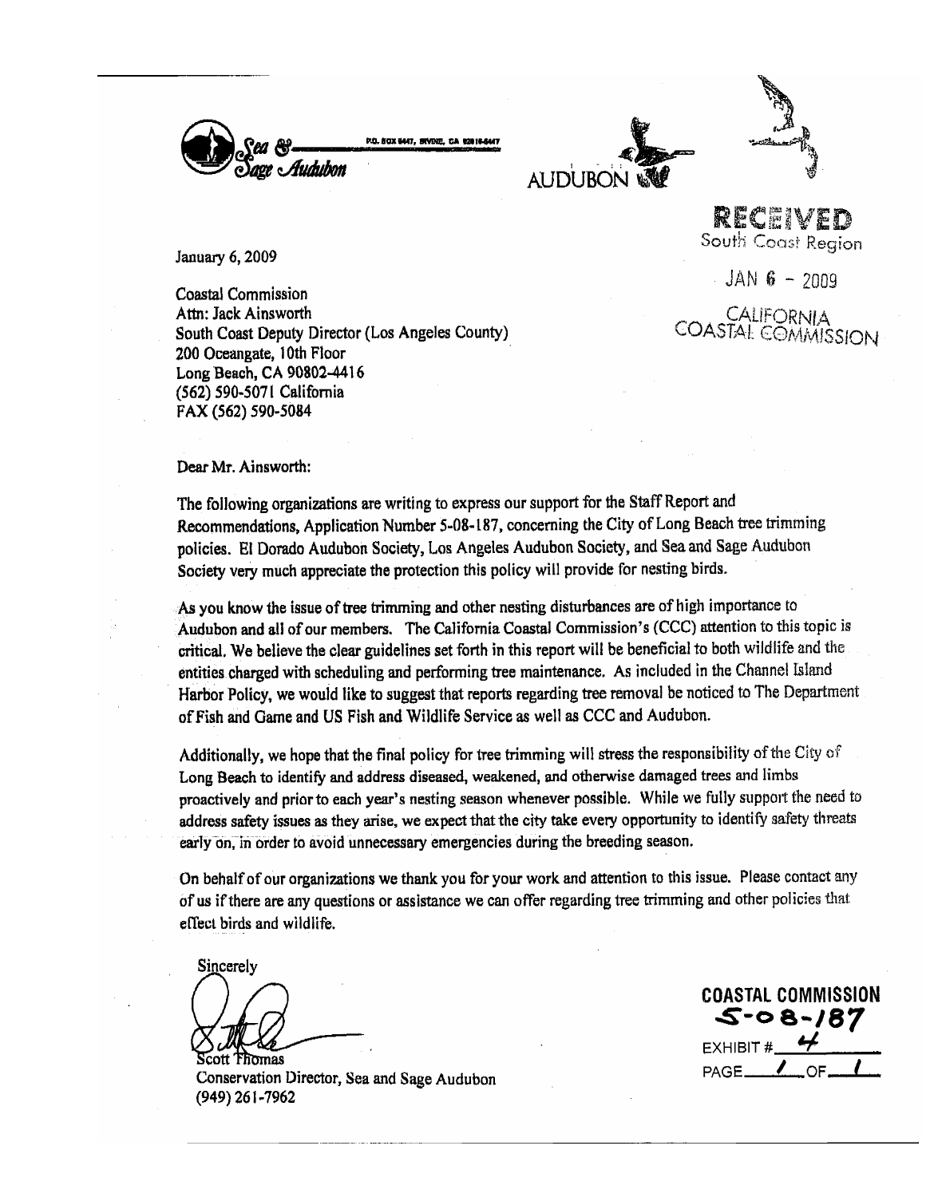Sea & Sage Audubon — P.O. BOX 5447, IRVINE, CA 92616-5447

AUDUBON

**RECEIVED**
South Coast Region

JAN 6 - 2009

CALIFORNIA
COASTAL COMMISSION

January 6, 2009

Coastal Commission
Attn: Jack Ainsworth
South Coast Deputy Director (Los Angeles County)
200 Oceangate, 10th Floor
Long Beach, CA 90802-4416
(562) 590-5071 California
FAX (562) 590-5084

Dear Mr. Ainsworth:

The following organizations are writing to express our support for the Staff Report and Recommendations, Application Number 5-08-187, concerning the City of Long Beach tree trimming policies. El Dorado Audubon Society, Los Angeles Audubon Society, and Sea and Sage Audubon Society very much appreciate the protection this policy will provide for nesting birds.

As you know the issue of tree trimming and other nesting disturbances are of high importance to Audubon and all of our members. The California Coastal Commission's (CCC) attention to this topic is critical. We believe the clear guidelines set forth in this report will be beneficial to both wildlife and the entities charged with scheduling and performing tree maintenance. As included in the Channel Island Harbor Policy, we would like to suggest that reports regarding tree removal be noticed to The Department of Fish and Game and US Fish and Wildlife Service as well as CCC and Audubon.

Additionally, we hope that the final policy for tree trimming will stress the responsibility of the City of Long Beach to identify and address diseased, weakened, and otherwise damaged trees and limbs proactively and prior to each year's nesting season whenever possible. While we fully support the need to address safety issues as they arise, we expect that the city take every opportunity to identify safety threats early on, in order to avoid unnecessary emergencies during the breeding season.

On behalf of our organizations we thank you for your work and attention to this issue. Please contact any of us if there are any questions or assistance we can offer regarding tree trimming and other policies that effect birds and wildlife.

Sincerely

Scott Thomas
Conservation Director, Sea and Sage Audubon
(949) 261-7962

**COASTAL COMMISSION**
**5-08-187**
EXHIBIT # 4
PAGE 1 OF 1